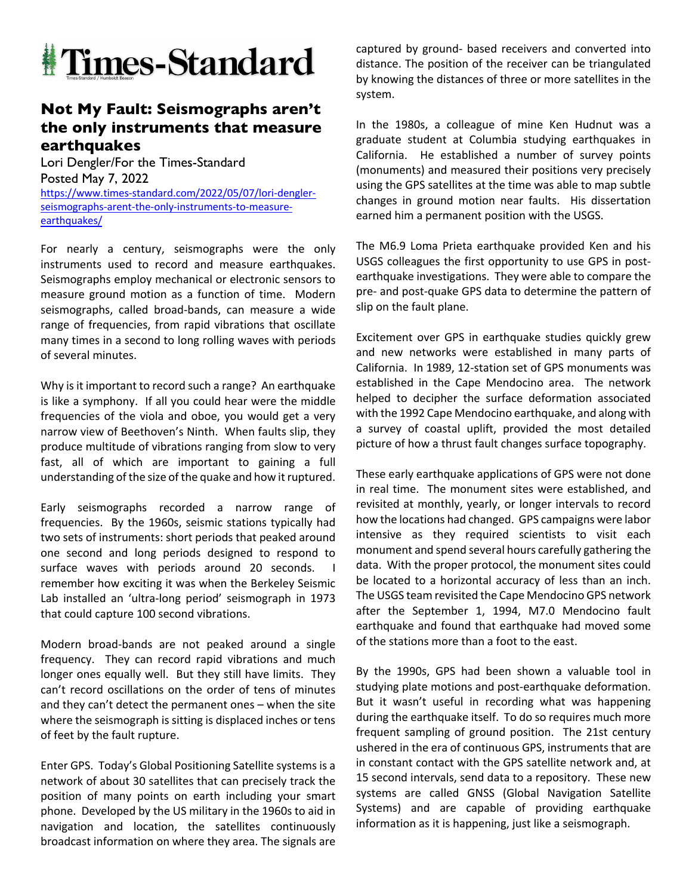# Times-Standard

## Not My Fault: Seismographs aren't the only instruments that measure earthquakes

Lori Dengler/For the Times-Standard
Posted May 7, 2022
https://www.times-standard.com/2022/05/07/lori-dengler-seismographs-arent-the-only-instruments-to-measure-earthquakes/

For nearly a century, seismographs were the only instruments used to record and measure earthquakes. Seismographs employ mechanical or electronic sensors to measure ground motion as a function of time. Modern seismographs, called broad-bands, can measure a wide range of frequencies, from rapid vibrations that oscillate many times in a second to long rolling waves with periods of several minutes.

Why is it important to record such a range? An earthquake is like a symphony. If all you could hear were the middle frequencies of the viola and oboe, you would get a very narrow view of Beethoven's Ninth. When faults slip, they produce multitude of vibrations ranging from slow to very fast, all of which are important to gaining a full understanding of the size of the quake and how it ruptured.

Early seismographs recorded a narrow range of frequencies. By the 1960s, seismic stations typically had two sets of instruments: short periods that peaked around one second and long periods designed to respond to surface waves with periods around 20 seconds. I remember how exciting it was when the Berkeley Seismic Lab installed an 'ultra-long period' seismograph in 1973 that could capture 100 second vibrations.

Modern broad-bands are not peaked around a single frequency. They can record rapid vibrations and much longer ones equally well. But they still have limits. They can't record oscillations on the order of tens of minutes and they can't detect the permanent ones – when the site where the seismograph is sitting is displaced inches or tens of feet by the fault rupture.

Enter GPS. Today's Global Positioning Satellite systems is a network of about 30 satellites that can precisely track the position of many points on earth including your smart phone. Developed by the US military in the 1960s to aid in navigation and location, the satellites continuously broadcast information on where they area. The signals are captured by ground- based receivers and converted into distance. The position of the receiver can be triangulated by knowing the distances of three or more satellites in the system.

In the 1980s, a colleague of mine Ken Hudnut was a graduate student at Columbia studying earthquakes in California. He established a number of survey points (monuments) and measured their positions very precisely using the GPS satellites at the time was able to map subtle changes in ground motion near faults. His dissertation earned him a permanent position with the USGS.

The M6.9 Loma Prieta earthquake provided Ken and his USGS colleagues the first opportunity to use GPS in post-earthquake investigations. They were able to compare the pre- and post-quake GPS data to determine the pattern of slip on the fault plane.

Excitement over GPS in earthquake studies quickly grew and new networks were established in many parts of California. In 1989, 12-station set of GPS monuments was established in the Cape Mendocino area. The network helped to decipher the surface deformation associated with the 1992 Cape Mendocino earthquake, and along with a survey of coastal uplift, provided the most detailed picture of how a thrust fault changes surface topography.

These early earthquake applications of GPS were not done in real time. The monument sites were established, and revisited at monthly, yearly, or longer intervals to record how the locations had changed. GPS campaigns were labor intensive as they required scientists to visit each monument and spend several hours carefully gathering the data. With the proper protocol, the monument sites could be located to a horizontal accuracy of less than an inch. The USGS team revisited the Cape Mendocino GPS network after the September 1, 1994, M7.0 Mendocino fault earthquake and found that earthquake had moved some of the stations more than a foot to the east.

By the 1990s, GPS had been shown a valuable tool in studying plate motions and post-earthquake deformation. But it wasn't useful in recording what was happening during the earthquake itself. To do so requires much more frequent sampling of ground position. The 21st century ushered in the era of continuous GPS, instruments that are in constant contact with the GPS satellite network and, at 15 second intervals, send data to a repository. These new systems are called GNSS (Global Navigation Satellite Systems) and are capable of providing earthquake information as it is happening, just like a seismograph.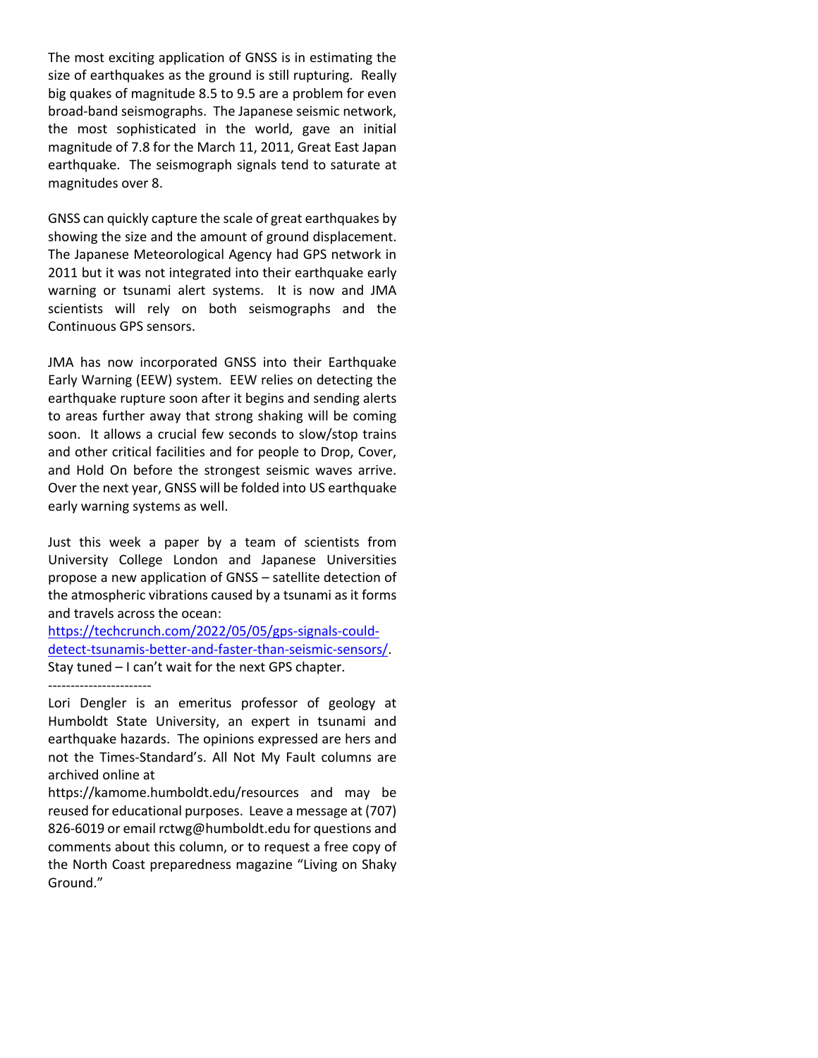The most exciting application of GNSS is in estimating the size of earthquakes as the ground is still rupturing. Really big quakes of magnitude 8.5 to 9.5 are a problem for even broad-band seismographs. The Japanese seismic network, the most sophisticated in the world, gave an initial magnitude of 7.8 for the March 11, 2011, Great East Japan earthquake. The seismograph signals tend to saturate at magnitudes over 8.

GNSS can quickly capture the scale of great earthquakes by showing the size and the amount of ground displacement. The Japanese Meteorological Agency had GPS network in 2011 but it was not integrated into their earthquake early warning or tsunami alert systems. It is now and JMA scientists will rely on both seismographs and the Continuous GPS sensors.

JMA has now incorporated GNSS into their Earthquake Early Warning (EEW) system. EEW relies on detecting the earthquake rupture soon after it begins and sending alerts to areas further away that strong shaking will be coming soon. It allows a crucial few seconds to slow/stop trains and other critical facilities and for people to Drop, Cover, and Hold On before the strongest seismic waves arrive. Over the next year, GNSS will be folded into US earthquake early warning systems as well.

Just this week a paper by a team of scientists from University College London and Japanese Universities propose a new application of GNSS – satellite detection of the atmospheric vibrations caused by a tsunami as it forms and travels across the ocean: [https://techcrunch.com/2022/05/05/gps-signals-could-detect-tsunamis-better-and-faster-than-seismic-sensors/](https://techcrunch.com/2022/05/05/gps-signals-could-detect-tsunamis-better-and-faster-than-seismic-sensors/). Stay tuned – I can't wait for the next GPS chapter.

----------------------

Lori Dengler is an emeritus professor of geology at Humboldt State University, an expert in tsunami and earthquake hazards. The opinions expressed are hers and not the Times-Standard's. All Not My Fault columns are archived online at https://kamome.humboldt.edu/resources and may be reused for educational purposes. Leave a message at (707) 826-6019 or email rctwg@humboldt.edu for questions and comments about this column, or to request a free copy of the North Coast preparedness magazine "Living on Shaky Ground."